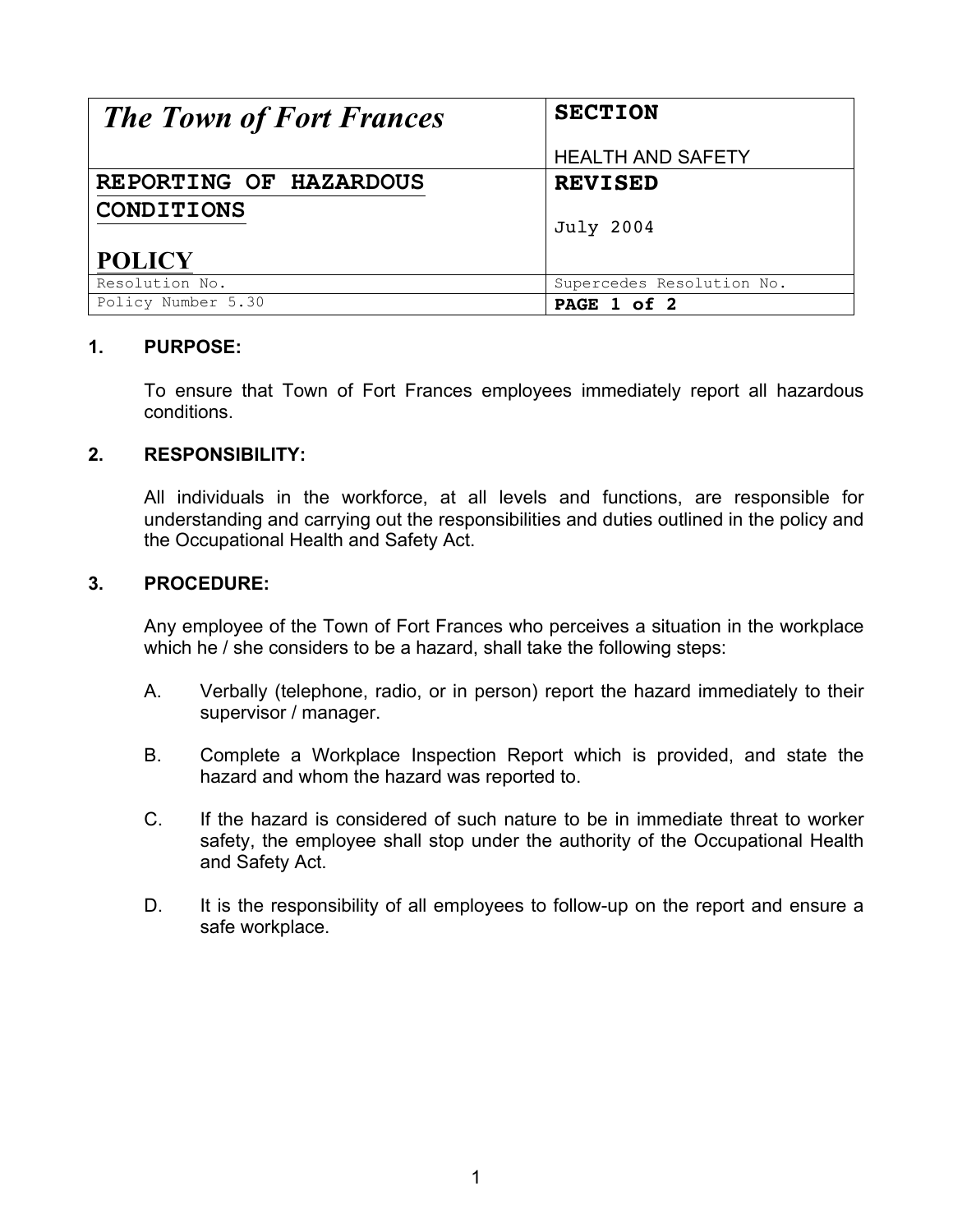| *The Town of Fort Frances* | **SECTION**<br><br>HEALTH AND SAFETY |
|---|---|
| **REPORTING OF HAZARDOUS CONDITIONS**<br><br>**POLICY** | **REVISED**<br><br>July 2004 |
| Resolution No. | Supercedes Resolution No. |
| Policy Number 5.30 | **PAGE 1 of 2** |

**1. PURPOSE:**

To ensure that Town of Fort Frances employees immediately report all hazardous conditions.

**2. RESPONSIBILITY:**

All individuals in the workforce, at all levels and functions, are responsible for understanding and carrying out the responsibilities and duties outlined in the policy and the Occupational Health and Safety Act.

**3. PROCEDURE:**

Any employee of the Town of Fort Frances who perceives a situation in the workplace which he / she considers to be a hazard, shall take the following steps:

A. Verbally (telephone, radio, or in person) report the hazard immediately to their supervisor / manager.

B. Complete a Workplace Inspection Report which is provided, and state the hazard and whom the hazard was reported to.

C. If the hazard is considered of such nature to be in immediate threat to worker safety, the employee shall stop under the authority of the Occupational Health and Safety Act.

D. It is the responsibility of all employees to follow-up on the report and ensure a safe workplace.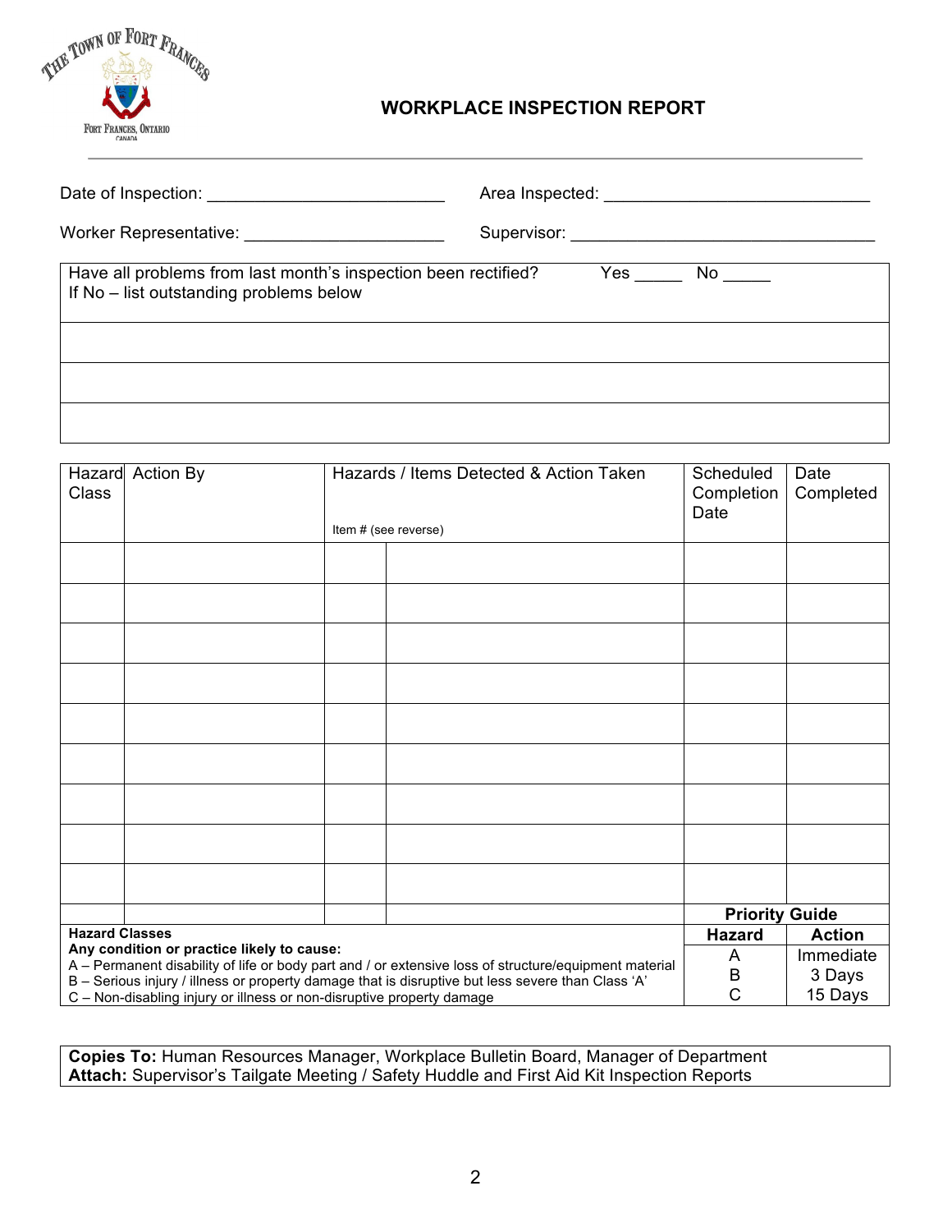# WORKPLACE INSPECTION REPORT

Date of Inspection: ________________________ Area Inspected: ___________________________

Worker Representative: ____________________ Supervisor: ________________________________

| Have all problems from last month's inspection been rectified? Yes _____ No _____<br>If No – list outstanding problems below |
|---|
| |
| |
| |

| Hazard Class | Action By | Hazards / Items Detected & Action Taken<br><br>Item # (see reverse) | | Scheduled Completion Date | Date Completed |
|---|---|---|---|---|---|
| | | | | | |
| | | | | | |
| | | | | | |
| | | | | | |
| | | | | | |
| | | | | | |
| | | | | | |
| | | | | | |
| | | | | | |
| | | | | **Priority Guide** | |

| **Hazard Classes**<br>**Any condition or practice likely to cause:**<br>A – Permanent disability of life or body part and / or extensive loss of structure/equipment material<br>B – Serious injury / illness or property damage that is disruptive but less severe than Class 'A'<br>C – Non-disabling injury or illness or non-disruptive property damage | **Hazard** | **Action** |
|---|---|---|
| | A | Immediate |
| | B | 3 Days |
| | C | 15 Days |

**Copies To:** Human Resources Manager, Workplace Bulletin Board, Manager of Department
**Attach:** Supervisor's Tailgate Meeting / Safety Huddle and First Aid Kit Inspection Reports